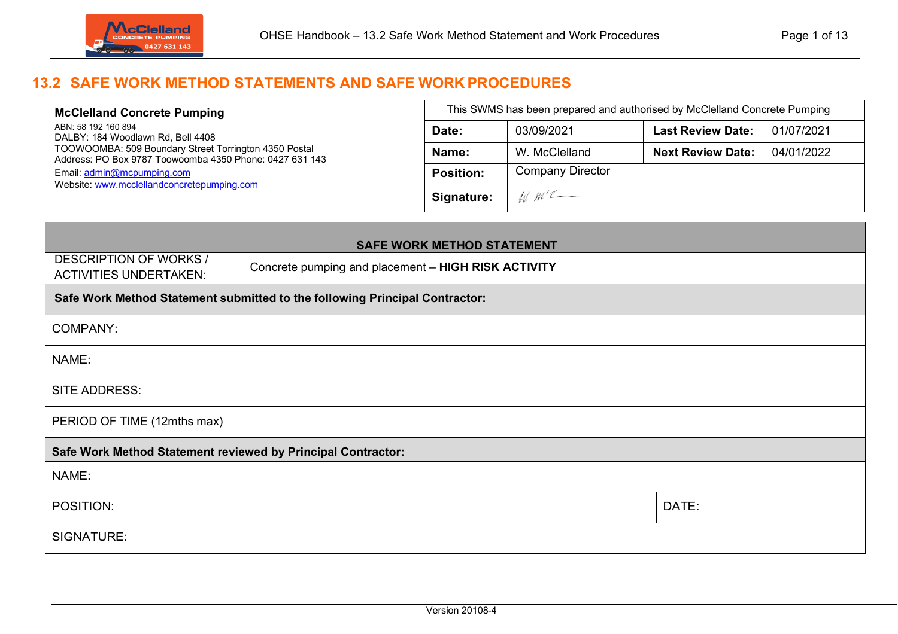# 13.2 SAFE WORK METHOD STATEMENTS AND SAFE WORK PROCEDURES

| **McClelland Concrete Pumping** | This SWMS has been prepared and authorised by McClelland Concrete Pumping | | | |
|---|---|---|---|---|
| ABN: 58 192 160 894<br>DALBY: 184 Woodlawn Rd, Bell 4408<br>TOOWOOMBA: 509 Boundary Street Torrington 4350 Postal Address: PO Box 9787 Toowoomba 4350 Phone: 0427 631 143<br>Email: admin@mcpumping.com<br>Website: www.mcclellandconcretepumping.com | **Date:** | 03/09/2021 | **Last Review Date:** | 01/07/2021 |
| | **Name:** | W. McClelland | **Next Review Date:** | 04/01/2022 |
| | **Position:** | Company Director | | |
| | **Signature:** | W McC | | |

| **SAFE WORK METHOD STATEMENT** | | | |
|---|---|---|---|
| DESCRIPTION OF WORKS / ACTIVITIES UNDERTAKEN: | Concrete pumping and placement – **HIGH RISK ACTIVITY** | | |
| **Safe Work Method Statement submitted to the following Principal Contractor:** | | | |
| COMPANY: | | | |
| NAME: | | | |
| SITE ADDRESS: | | | |
| PERIOD OF TIME (12mths max) | | | |
| **Safe Work Method Statement reviewed by Principal Contractor:** | | | |
| NAME: | | | |
| POSITION: | | DATE: | |
| SIGNATURE: | | | |

Version 20108-4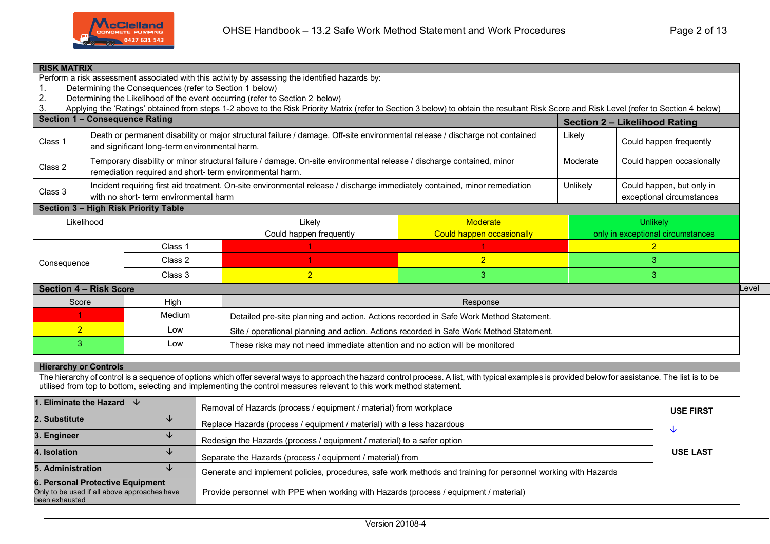## RISK MATRIX

Perform a risk assessment associated with this activity by assessing the identified hazards by:

1. Determining the Consequences (refer to Section 1 below)
2. Determining the Likelihood of the event occurring (refer to Section 2 below)
3. Applying the 'Ratings' obtained from steps 1-2 above to the Risk Priority Matrix (refer to Section 3 below) to obtain the resultant Risk Score and Risk Level (refer to Section 4 below)

### Section 1 – Consequence Rating

| Class | Description |
|---|---|
| Class 1 | Death or permanent disability or major structural failure / damage. Off-site environmental release / discharge not contained and significant long-term environmental harm. |
| Class 2 | Temporary disability or minor structural failure / damage. On-site environmental release / discharge contained, minor remediation required and short- term environmental harm. |
| Class 3 | Incident requiring first aid treatment. On-site environmental release / discharge immediately contained, minor remediation with no short- term environmental harm |

### Section 2 – Likelihood Rating

| Rating | Description |
|---|---|
| Likely | Could happen frequently |
| Moderate | Could happen occasionally |
| Unlikely | Could happen, but only in exceptional circumstances |

### Section 3 – High Risk Priority Table

| Likelihood | | Likely Could happen frequently | Moderate Could happen occasionally | Unlikely only in exceptional circumstances |
|---|---|---|---|---|
| Consequence | Class 1 | 1 | 1 | 2 |
| | Class 2 | 1 | 2 | 3 |
| | Class 3 | 2 | 3 | 3 |

### Section 4 – Risk Score

| Score | Level | Response |
|---|---|---|
| 1 | High | Detailed pre-site planning and action. Actions recorded in Safe Work Method Statement. |
| 2 | Medium | Site / operational planning and action. Actions recorded in Safe Work Method Statement. |
| 3 | Low | These risks may not need immediate attention and no action will be monitored |

## Hierarchy or Controls

The hierarchy of control is a sequence of options which offer several ways to approach the hazard control process. A list, with typical examples is provided below for assistance. The list is to be utilised from top to bottom, selecting and implementing the control measures relevant to this work method statement.

| Control | Description | |
|---|---|---|
| **1. Eliminate the Hazard** ↓ | Removal of Hazards (process / equipment / material) from workplace | **USE FIRST** |
| **2. Substitute** ↓ | Replace Hazards (process / equipment / material) with a less hazardous | ↓ |
| **3. Engineer** ↓ | Redesign the Hazards (process / equipment / material) to a safer option | |
| **4. Isolation** ↓ | Separate the Hazards (process / equipment / material) from | **USE LAST** |
| **5. Administration** ↓ | Generate and implement policies, procedures, safe work methods and training for personnel working with Hazards | |
| **6. Personal Protective Equipment** Only to be used if all above approaches have been exhausted | Provide personnel with PPE when working with Hazards (process / equipment / material) | |

Version 20108-4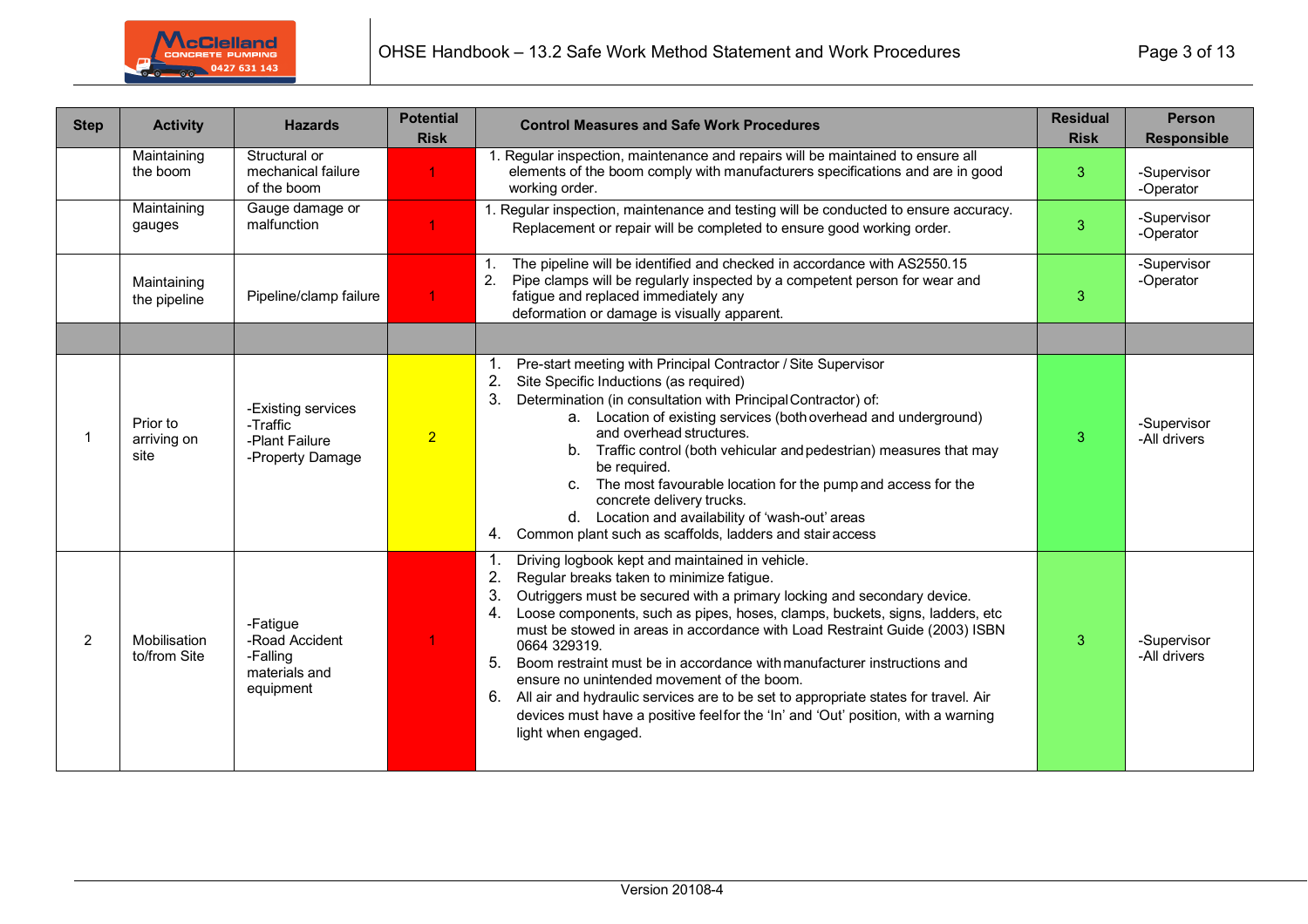| Step | Activity | Hazards | Potential Risk | Control Measures and Safe Work Procedures | Residual Risk | Person Responsible |
|---|---|---|---|---|---|---|
| | Maintaining the boom | Structural or mechanical failure of the boom | 1 | 1. Regular inspection, maintenance and repairs will be maintained to ensure all elements of the boom comply with manufacturers specifications and are in good working order. | 3 | -Supervisor<br>-Operator |
| | Maintaining gauges | Gauge damage or malfunction | 1 | 1. Regular inspection, maintenance and testing will be conducted to ensure accuracy. Replacement or repair will be completed to ensure good working order. | 3 | -Supervisor<br>-Operator |
| | Maintaining the pipeline | Pipeline/clamp failure | 1 | 1. The pipeline will be identified and checked in accordance with AS2550.15<br>2. Pipe clamps will be regularly inspected by a competent person for wear and fatigue and replaced immediately any deformation or damage is visually apparent. | 3 | -Supervisor<br>-Operator |
| | | | | | | |
| 1 | Prior to arriving on site | -Existing services<br>-Traffic<br>-Plant Failure<br>-Property Damage | 2 | 1. Pre-start meeting with Principal Contractor / Site Supervisor<br>2. Site Specific Inductions (as required)<br>3. Determination (in consultation with Principal Contractor) of:<br>a. Location of existing services (both overhead and underground) and overhead structures.<br>b. Traffic control (both vehicular and pedestrian) measures that may be required.<br>c. The most favourable location for the pump and access for the concrete delivery trucks.<br>d. Location and availability of 'wash-out' areas<br>4. Common plant such as scaffolds, ladders and stair access | 3 | -Supervisor<br>-All drivers |
| 2 | Mobilisation to/from Site | -Fatigue<br>-Road Accident<br>-Falling materials and equipment | 1 | 1. Driving logbook kept and maintained in vehicle.<br>2. Regular breaks taken to minimize fatigue.<br>3. Outriggers must be secured with a primary locking and secondary device.<br>4. Loose components, such as pipes, hoses, clamps, buckets, signs, ladders, etc must be stowed in areas in accordance with Load Restraint Guide (2003) ISBN 0664 329319.<br>5. Boom restraint must be in accordance with manufacturer instructions and ensure no unintended movement of the boom.<br>6. All air and hydraulic services are to be set to appropriate states for travel. Air devices must have a positive feel for the 'In' and 'Out' position, with a warning light when engaged. | 3 | -Supervisor<br>-All drivers |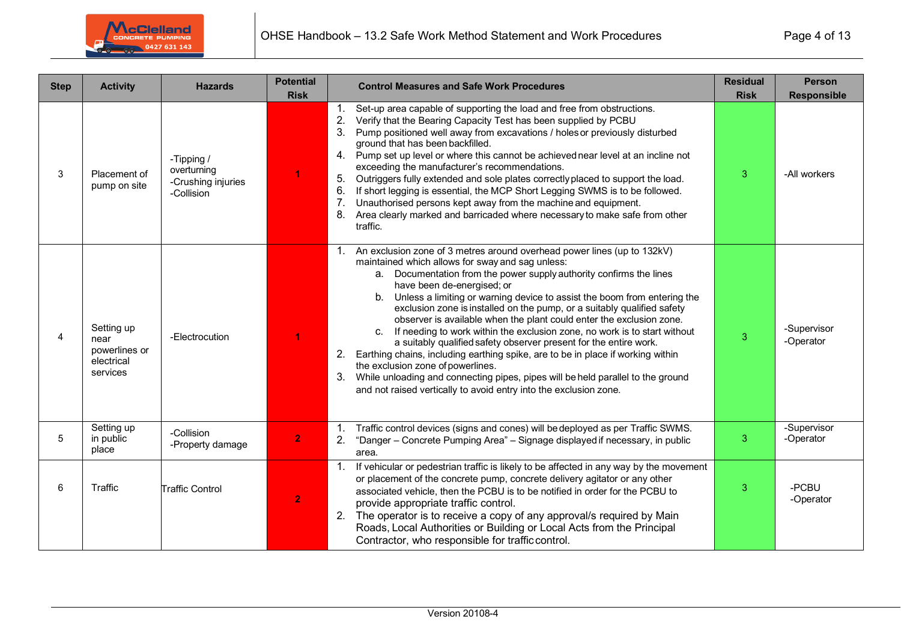| Step | Activity | Hazards | Potential Risk | Control Measures and Safe Work Procedures | Residual Risk | Person Responsible |
|---|---|---|---|---|---|---|
| 3 | Placement of pump on site | -Tipping / overturning<br>-Crushing injuries<br>-Collision | 1 | 1. Set-up area capable of supporting the load and free from obstructions.<br>2. Verify that the Bearing Capacity Test has been supplied by PCBU<br>3. Pump positioned well away from excavations / holes or previously disturbed ground that has been backfilled.<br>4. Pump set up level or where this cannot be achieved near level at an incline not exceeding the manufacturer's recommendations.<br>5. Outriggers fully extended and sole plates correctly placed to support the load.<br>6. If short legging is essential, the MCP Short Legging SWMS is to be followed.<br>7. Unauthorised persons kept away from the machine and equipment.<br>8. Area clearly marked and barricaded where necessary to make safe from other traffic. | 3 | -All workers |
| 4 | Setting up near powerlines or electrical services | -Electrocution | 1 | 1. An exclusion zone of 3 metres around overhead power lines (up to 132kV) maintained which allows for sway and sag unless:<br>a. Documentation from the power supply authority confirms the lines have been de-energised; or<br>b. Unless a limiting or warning device to assist the boom from entering the exclusion zone is installed on the pump, or a suitably qualified safety observer is available when the plant could enter the exclusion zone.<br>c. If needing to work within the exclusion zone, no work is to start without a suitably qualified safety observer present for the entire work.<br>2. Earthing chains, including earthing spike, are to be in place if working within the exclusion zone of powerlines.<br>3. While unloading and connecting pipes, pipes will be held parallel to the ground and not raised vertically to avoid entry into the exclusion zone. | 3 | -Supervisor<br>-Operator |
| 5 | Setting up in public place | -Collision<br>-Property damage | 2 | 1. Traffic control devices (signs and cones) will be deployed as per Traffic SWMS.<br>2. "Danger – Concrete Pumping Area" – Signage displayed if necessary, in public area. | 3 | -Supervisor<br>-Operator |
| 6 | Traffic | Traffic Control | 2 | 1. If vehicular or pedestrian traffic is likely to be affected in any way by the movement or placement of the concrete pump, concrete delivery agitator or any other associated vehicle, then the PCBU is to be notified in order for the PCBU to provide appropriate traffic control.<br>2. The operator is to receive a copy of any approval/s required by Main Roads, Local Authorities or Building or Local Acts from the Principal Contractor, who responsible for traffic control. | 3 | -PCBU<br>-Operator |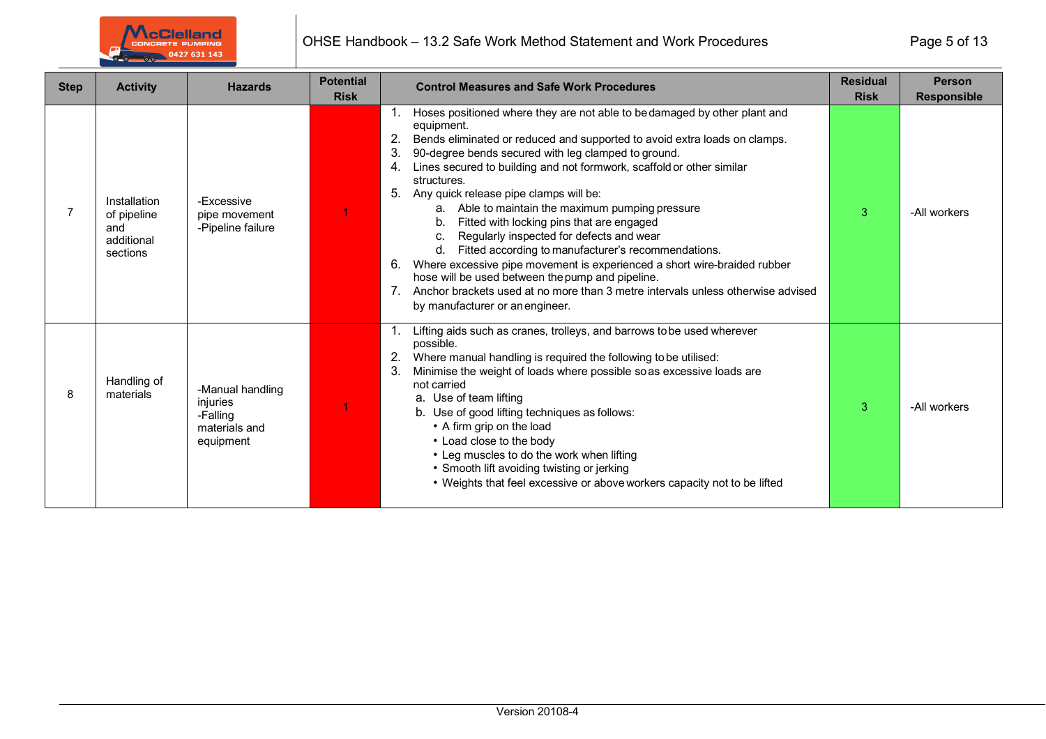| Step | Activity | Hazards | Potential Risk | Control Measures and Safe Work Procedures | Residual Risk | Person Responsible |
|---|---|---|---|---|---|---|
| 7 | Installation of pipeline and additional sections | -Excessive pipe movement<br>-Pipeline failure | 1 | 1. Hoses positioned where they are not able to be damaged by other plant and equipment.<br>2. Bends eliminated or reduced and supported to avoid extra loads on clamps.<br>3. 90-degree bends secured with leg clamped to ground.<br>4. Lines secured to building and not formwork, scaffold or other similar structures.<br>5. Any quick release pipe clamps will be:<br>a. Able to maintain the maximum pumping pressure<br>b. Fitted with locking pins that are engaged<br>c. Regularly inspected for defects and wear<br>d. Fitted according to manufacturer's recommendations.<br>6. Where excessive pipe movement is experienced a short wire-braided rubber hose will be used between the pump and pipeline.<br>7. Anchor brackets used at no more than 3 metre intervals unless otherwise advised by manufacturer or an engineer. | 3 | -All workers |
| 8 | Handling of materials | -Manual handling injuries<br>-Falling materials and equipment | 1 | 1. Lifting aids such as cranes, trolleys, and barrows to be used wherever possible.<br>2. Where manual handling is required the following to be utilised:<br>3. Minimise the weight of loads where possible so as excessive loads are not carried<br>a. Use of team lifting<br>b. Use of good lifting techniques as follows:<br>• A firm grip on the load<br>• Load close to the body<br>• Leg muscles to do the work when lifting<br>• Smooth lift avoiding twisting or jerking<br>• Weights that feel excessive or above workers capacity not to be lifted | 3 | -All workers |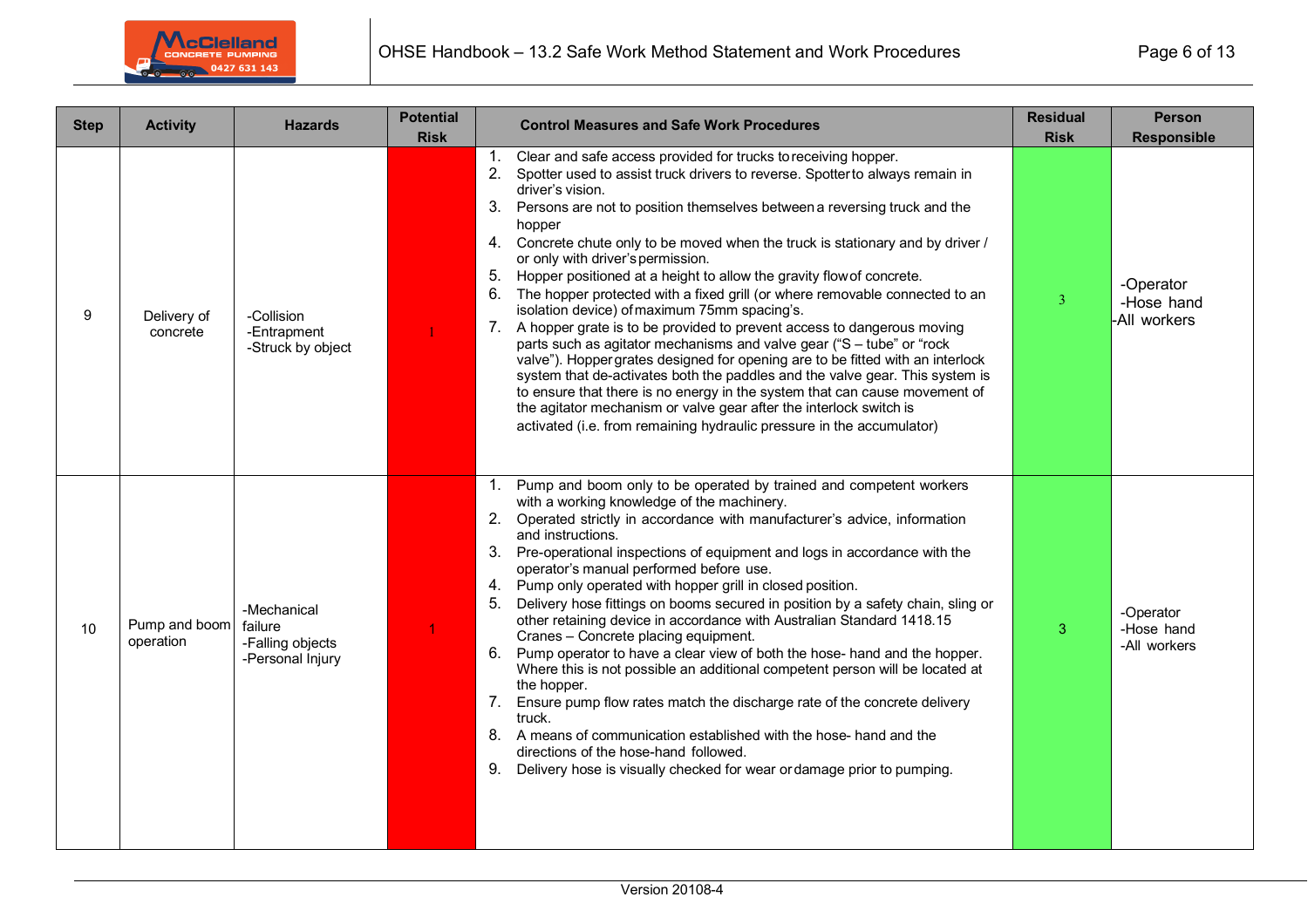| Step | Activity | Hazards | Potential Risk | Control Measures and Safe Work Procedures | Residual Risk | Person Responsible |
|---|---|---|---|---|---|---|
| 9 | Delivery of concrete | -Collision<br>-Entrapment<br>-Struck by object | 1 | 1. Clear and safe access provided for trucks to receiving hopper.<br>2. Spotter used to assist truck drivers to reverse. Spotter to always remain in driver's vision.<br>3. Persons are not to position themselves between a reversing truck and the hopper<br>4. Concrete chute only to be moved when the truck is stationary and by driver / or only with driver's permission.<br>5. Hopper positioned at a height to allow the gravity flow of concrete.<br>6. The hopper protected with a fixed grill (or where removable connected to an isolation device) of maximum 75mm spacing's.<br>7. A hopper grate is to be provided to prevent access to dangerous moving parts such as agitator mechanisms and valve gear ("S – tube" or "rock valve"). Hopper grates designed for opening are to be fitted with an interlock system that de-activates both the paddles and the valve gear. This system is to ensure that there is no energy in the system that can cause movement of the agitator mechanism or valve gear after the interlock switch is activated (i.e. from remaining hydraulic pressure in the accumulator) | 3 | -Operator<br>-Hose hand<br>-All workers |
| 10 | Pump and boom operation | -Mechanical failure<br>-Falling objects<br>-Personal Injury | 1 | 1. Pump and boom only to be operated by trained and competent workers with a working knowledge of the machinery.<br>2. Operated strictly in accordance with manufacturer's advice, information and instructions.<br>3. Pre-operational inspections of equipment and logs in accordance with the operator's manual performed before use.<br>4. Pump only operated with hopper grill in closed position.<br>5. Delivery hose fittings on booms secured in position by a safety chain, sling or other retaining device in accordance with Australian Standard 1418.15 Cranes – Concrete placing equipment.<br>6. Pump operator to have a clear view of both the hose- hand and the hopper. Where this is not possible an additional competent person will be located at the hopper.<br>7. Ensure pump flow rates match the discharge rate of the concrete delivery truck.<br>8. A means of communication established with the hose- hand and the directions of the hose-hand followed.<br>9. Delivery hose is visually checked for wear or damage prior to pumping. | 3 | -Operator<br>-Hose hand<br>-All workers |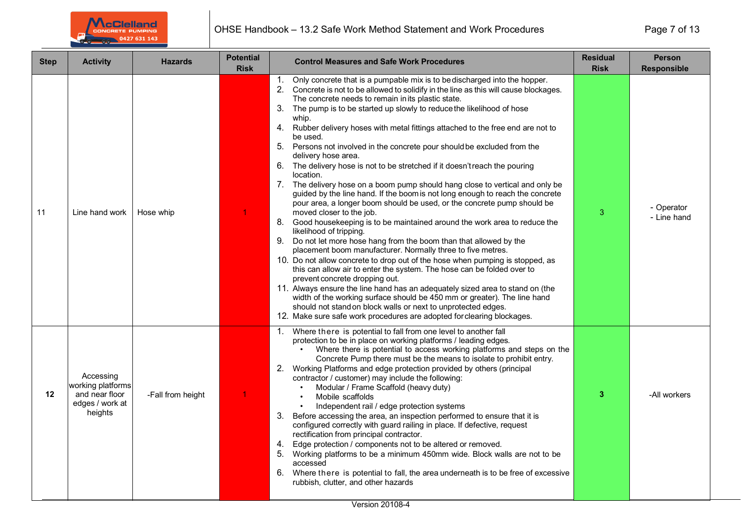| Step | Activity | Hazards | Potential Risk | Control Measures and Safe Work Procedures | Residual Risk | Person Responsible |
|---|---|---|---|---|---|---|
| 11 | Line hand work | Hose whip | 1 | 1. Only concrete that is a pumpable mix is to be discharged into the hopper.<br>2. Concrete is not to be allowed to solidify in the line as this will cause blockages. The concrete needs to remain in its plastic state.<br>3. The pump is to be started up slowly to reduce the likelihood of hose whip.<br>4. Rubber delivery hoses with metal fittings attached to the free end are not to be used.<br>5. Persons not involved in the concrete pour should be excluded from the delivery hose area.<br>6. The delivery hose is not to be stretched if it doesn't reach the pouring location.<br>7. The delivery hose on a boom pump should hang close to vertical and only be guided by the line hand. If the boom is not long enough to reach the concrete pour area, a longer boom should be used, or the concrete pump should be moved closer to the job.<br>8. Good housekeeping is to be maintained around the work area to reduce the likelihood of tripping.<br>9. Do not let more hose hang from the boom than that allowed by the placement boom manufacturer. Normally three to five metres.<br>10. Do not allow concrete to drop out of the hose when pumping is stopped, as this can allow air to enter the system. The hose can be folded over to prevent concrete dropping out.<br>11. Always ensure the line hand has an adequately sized area to stand on (the width of the working surface should be 450 mm or greater). The line hand should not stand on block walls or next to unprotected edges.<br>12. Make sure safe work procedures are adopted for clearing blockages. | 3 | - Operator<br>- Line hand |
| **12** | Accessing working platforms and near floor edges / work at heights | -Fall from height | 1 | 1. Where there is potential to fall from one level to another fall protection to be in place on working platforms / leading edges.<br>• Where there is potential to access working platforms and steps on the Concrete Pump there must be the means to isolate to prohibit entry.<br>2. Working Platforms and edge protection provided by others (principal contractor / customer) may include the following:<br>• Modular / Frame Scaffold (heavy duty)<br>• Mobile scaffolds<br>• Independent rail / edge protection systems<br>3. Before accessing the area, an inspection performed to ensure that it is configured correctly with guard railing in place. If defective, request rectification from principal contractor.<br>4. Edge protection / components not to be altered or removed.<br>5. Working platforms to be a minimum 450mm wide. Block walls are not to be accessed<br>6. Where there is potential to fall, the area underneath is to be free of excessive rubbish, clutter, and other hazards | **3** | -All workers |

Version 20108-4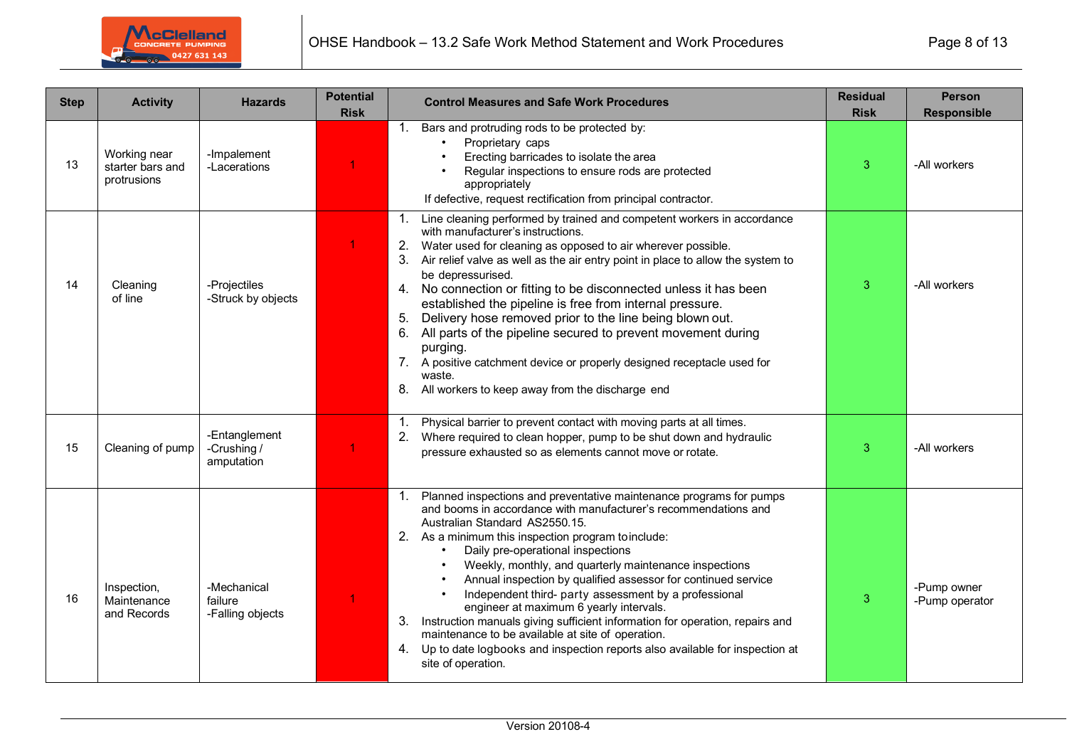| Step | Activity | Hazards | Potential Risk | Control Measures and Safe Work Procedures | Residual Risk | Person Responsible |
|---|---|---|---|---|---|---|
| 13 | Working near starter bars and protrusions | -Impalement<br>-Lacerations | 1 | 1. Bars and protruding rods to be protected by:<br>• Proprietary caps<br>• Erecting barricades to isolate the area<br>• Regular inspections to ensure rods are protected appropriately<br>If defective, request rectification from principal contractor. | 3 | -All workers |
| 14 | Cleaning of line | -Projectiles<br>-Struck by objects | 1 | 1. Line cleaning performed by trained and competent workers in accordance with manufacturer's instructions.<br>2. Water used for cleaning as opposed to air wherever possible.<br>3. Air relief valve as well as the air entry point in place to allow the system to be depressurised.<br>4. No connection or fitting to be disconnected unless it has been established the pipeline is free from internal pressure.<br>5. Delivery hose removed prior to the line being blown out.<br>6. All parts of the pipeline secured to prevent movement during purging.<br>7. A positive catchment device or properly designed receptacle used for waste.<br>8. All workers to keep away from the discharge end | 3 | -All workers |
| 15 | Cleaning of pump | -Entanglement<br>-Crushing / amputation | 1 | 1. Physical barrier to prevent contact with moving parts at all times.<br>2. Where required to clean hopper, pump to be shut down and hydraulic pressure exhausted so as elements cannot move or rotate. | 3 | -All workers |
| 16 | Inspection, Maintenance and Records | -Mechanical failure<br>-Falling objects | 1 | 1. Planned inspections and preventative maintenance programs for pumps and booms in accordance with manufacturer's recommendations and Australian Standard AS2550.15.<br>2. As a minimum this inspection program to include:<br>• Daily pre-operational inspections<br>• Weekly, monthly, and quarterly maintenance inspections<br>• Annual inspection by qualified assessor for continued service<br>• Independent third- party assessment by a professional engineer at maximum 6 yearly intervals.<br>3. Instruction manuals giving sufficient information for operation, repairs and maintenance to be available at site of operation.<br>4. Up to date logbooks and inspection reports also available for inspection at site of operation. | 3 | -Pump owner<br>-Pump operator |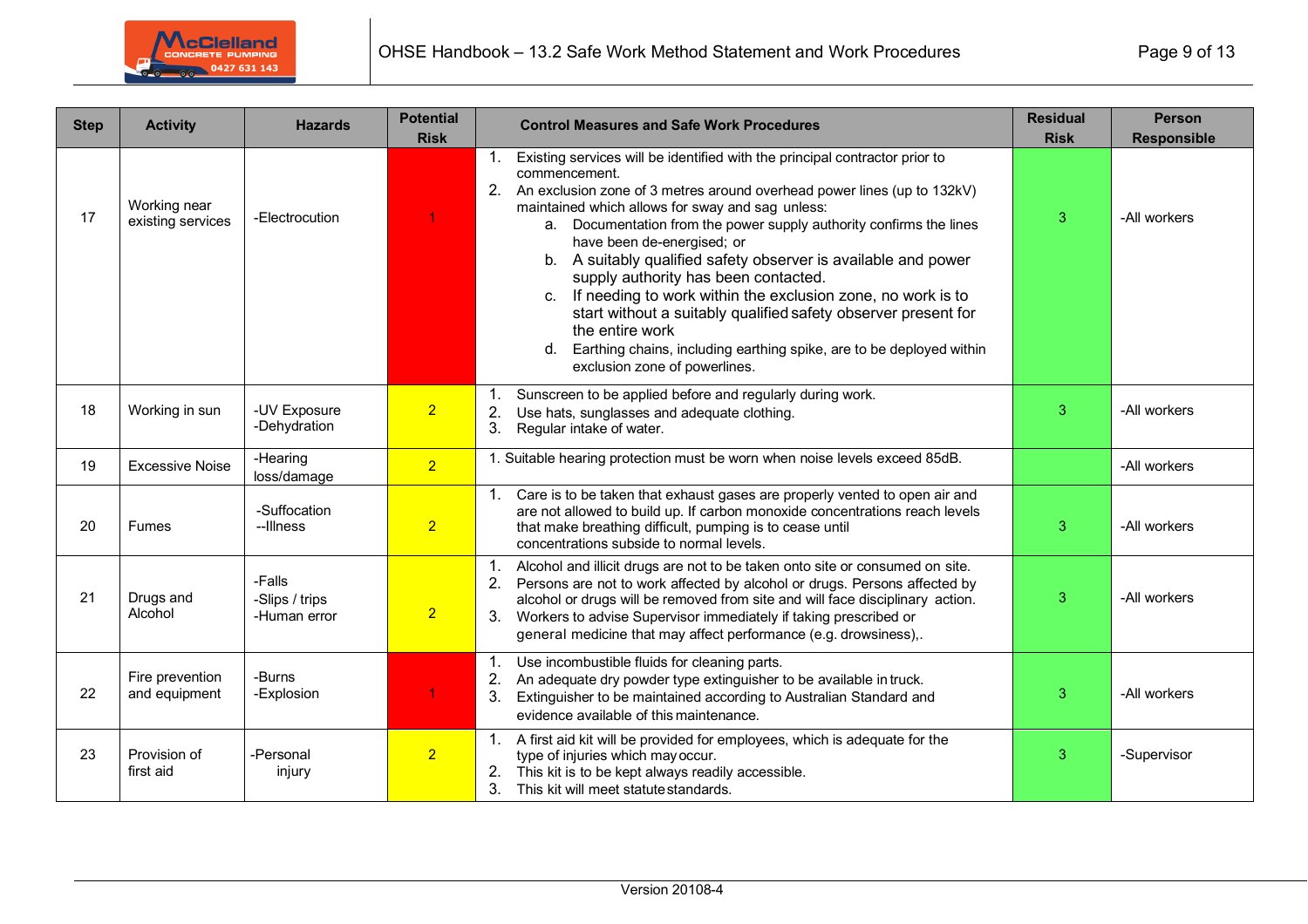| Step | Activity | Hazards | Potential Risk | Control Measures and Safe Work Procedures | Residual Risk | Person Responsible |
|---|---|---|---|---|---|---|
| 17 | Working near existing services | -Electrocution | 1 | 1. Existing services will be identified with the principal contractor prior to commencement.<br>2. An exclusion zone of 3 metres around overhead power lines (up to 132kV) maintained which allows for sway and sag unless:<br>a. Documentation from the power supply authority confirms the lines have been de-energised; or<br>b. A suitably qualified safety observer is available and power supply authority has been contacted.<br>c. If needing to work within the exclusion zone, no work is to start without a suitably qualified safety observer present for the entire work<br>d. Earthing chains, including earthing spike, are to be deployed within exclusion zone of powerlines. | 3 | -All workers |
| 18 | Working in sun | -UV Exposure<br>-Dehydration | 2 | 1. Sunscreen to be applied before and regularly during work.<br>2. Use hats, sunglasses and adequate clothing.<br>3. Regular intake of water. | 3 | -All workers |
| 19 | Excessive Noise | -Hearing loss/damage | 2 | 1. Suitable hearing protection must be worn when noise levels exceed 85dB. | | -All workers |
| 20 | Fumes | -Suffocation<br>--Illness | 2 | 1. Care is to be taken that exhaust gases are properly vented to open air and are not allowed to build up. If carbon monoxide concentrations reach levels that make breathing difficult, pumping is to cease until concentrations subside to normal levels. | 3 | -All workers |
| 21 | Drugs and Alcohol | -Falls<br>-Slips / trips<br>-Human error | 2 | 1. Alcohol and illicit drugs are not to be taken onto site or consumed on site.<br>2. Persons are not to work affected by alcohol or drugs. Persons affected by alcohol or drugs will be removed from site and will face disciplinary action.<br>3. Workers to advise Supervisor immediately if taking prescribed or general medicine that may affect performance (e.g. drowsiness),. | 3 | -All workers |
| 22 | Fire prevention and equipment | -Burns<br>-Explosion | 1 | 1. Use incombustible fluids for cleaning parts.<br>2. An adequate dry powder type extinguisher to be available in truck.<br>3. Extinguisher to be maintained according to Australian Standard and evidence available of this maintenance. | 3 | -All workers |
| 23 | Provision of first aid | -Personal injury | 2 | 1. A first aid kit will be provided for employees, which is adequate for the type of injuries which may occur.<br>2. This kit is to be kept always readily accessible.<br>3. This kit will meet statute standards. | 3 | -Supervisor |

Version 20108-4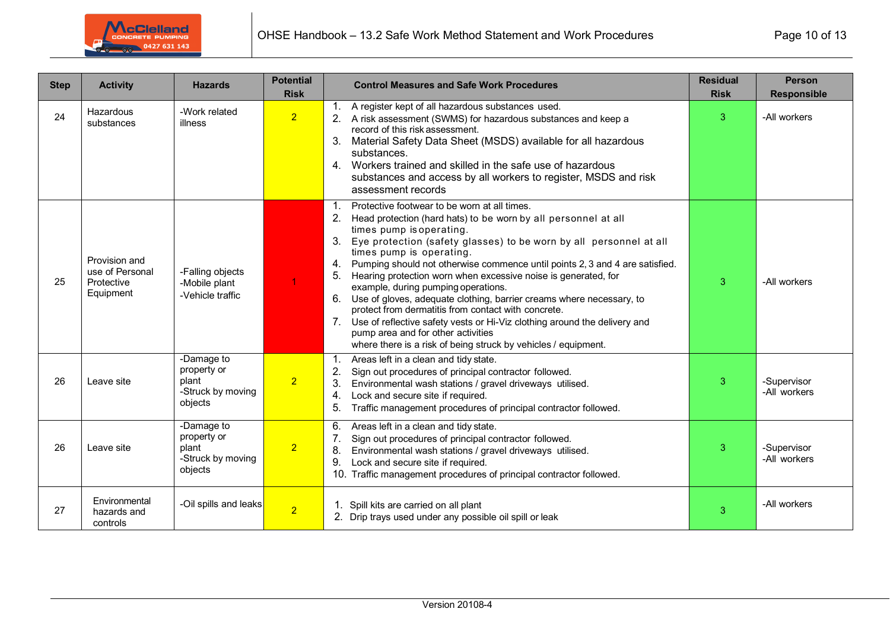| Step | Activity | Hazards | Potential Risk | Control Measures and Safe Work Procedures | Residual Risk | Person Responsible |
|---|---|---|---|---|---|---|
| 24 | Hazardous substances | -Work related illness | 2 | 1. A register kept of all hazardous substances used.<br>2. A risk assessment (SWMS) for hazardous substances and keep a record of this risk assessment.<br>3. Material Safety Data Sheet (MSDS) available for all hazardous substances.<br>4. Workers trained and skilled in the safe use of hazardous substances and access by all workers to register, MSDS and risk assessment records | 3 | -All workers |
| 25 | Provision and use of Personal Protective Equipment | -Falling objects<br>-Mobile plant<br>-Vehicle traffic | 1 | 1. Protective footwear to be worn at all times.<br>2. Head protection (hard hats) to be worn by all personnel at all times pump is operating.<br>3. Eye protection (safety glasses) to be worn by all personnel at all times pump is operating.<br>4. Pumping should not otherwise commence until points 2, 3 and 4 are satisfied.<br>5. Hearing protection worn when excessive noise is generated, for example, during pumping operations.<br>6. Use of gloves, adequate clothing, barrier creams where necessary, to protect from dermatitis from contact with concrete.<br>7. Use of reflective safety vests or Hi-Viz clothing around the delivery and pump area and for other activities where there is a risk of being struck by vehicles / equipment. | 3 | -All workers |
| 26 | Leave site | -Damage to property or plant<br>-Struck by moving objects | 2 | 1. Areas left in a clean and tidy state.<br>2. Sign out procedures of principal contractor followed.<br>3. Environmental wash stations / gravel driveways utilised.<br>4. Lock and secure site if required.<br>5. Traffic management procedures of principal contractor followed. | 3 | -Supervisor<br>-All workers |
| 26 | Leave site | -Damage to property or plant<br>-Struck by moving objects | 2 | 6. Areas left in a clean and tidy state.<br>7. Sign out procedures of principal contractor followed.<br>8. Environmental wash stations / gravel driveways utilised.<br>9. Lock and secure site if required.<br>10. Traffic management procedures of principal contractor followed. | 3 | -Supervisor<br>-All workers |
| 27 | Environmental hazards and controls | -Oil spills and leaks | 2 | 1. Spill kits are carried on all plant<br>2. Drip trays used under any possible oil spill or leak | 3 | -All workers |

Version 20108-4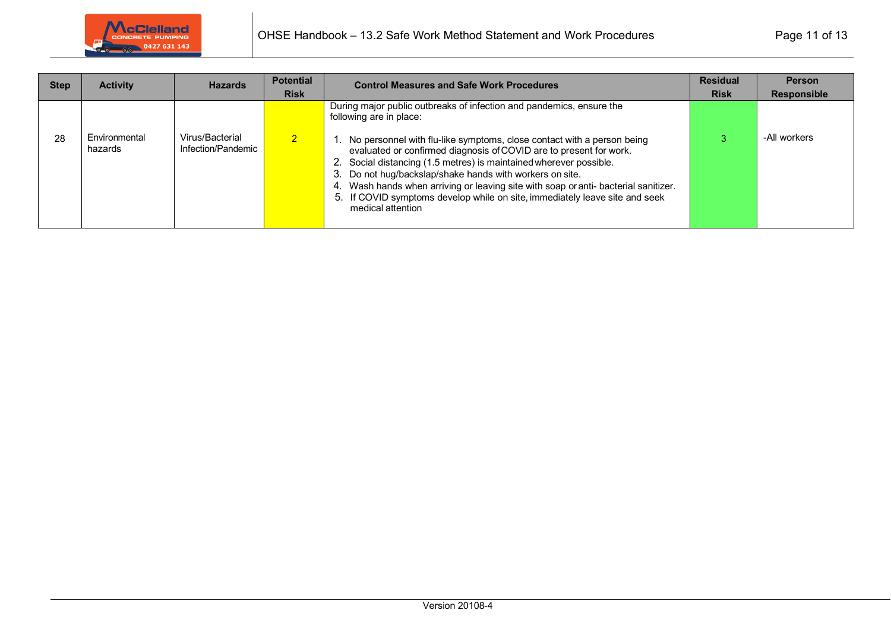| Step | Activity | Hazards | Potential Risk | Control Measures and Safe Work Procedures | Residual Risk | Person Responsible |
|---|---|---|---|---|---|---|
| 28 | Environmental hazards | Virus/Bacterial Infection/Pandemic | 2 | During major public outbreaks of infection and pandemics, ensure the following are in place:<br><br>1. No personnel with flu-like symptoms, close contact with a person being evaluated or confirmed diagnosis of COVID are to present for work.<br>2. Social distancing (1.5 metres) is maintained wherever possible.<br>3. Do not hug/backslap/shake hands with workers on site.<br>4. Wash hands when arriving or leaving site with soap or anti- bacterial sanitizer.<br>5. If COVID symptoms develop while on site, immediately leave site and seek medical attention | 3 | -All workers |

Version 20108-4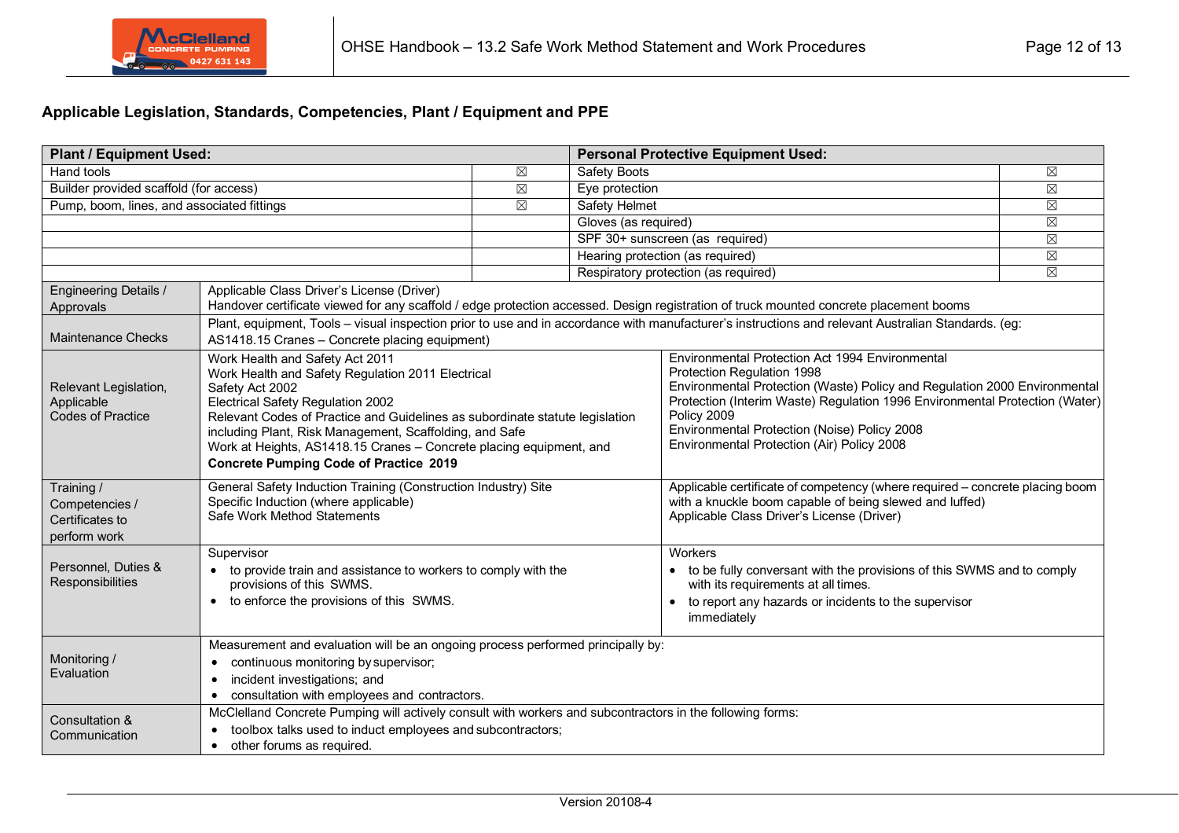## Applicable Legislation, Standards, Competencies, Plant / Equipment and PPE

| Plant / Equipment Used: | | Personal Protective Equipment Used: | |
|---|---|---|---|
| Hand tools | ☒ | Safety Boots | ☒ |
| Builder provided scaffold (for access) | ☒ | Eye protection | ☒ |
| Pump, boom, lines, and associated fittings | ☒ | Safety Helmet | ☒ |
| | | Gloves (as required) | ☒ |
| | | SPF 30+ sunscreen (as required) | ☒ |
| | | Hearing protection (as required) | ☒ |
| | | Respiratory protection (as required) | ☒ |

| | | |
|---|---|---|
| Engineering Details / Approvals | Applicable Class Driver's License (Driver)<br>Handover certificate viewed for any scaffold / edge protection accessed. Design registration of truck mounted concrete placement booms | |
| Maintenance Checks | Plant, equipment, Tools – visual inspection prior to use and in accordance with manufacturer's instructions and relevant Australian Standards. (eg: AS1418.15 Cranes – Concrete placing equipment) | |
| Relevant Legislation, Applicable Codes of Practice | Work Health and Safety Act 2011<br>Work Health and Safety Regulation 2011 Electrical Safety Act 2002<br>Electrical Safety Regulation 2002<br>Relevant Codes of Practice and Guidelines as subordinate statute legislation including Plant, Risk Management, Scaffolding, and Safe Work at Heights, AS1418.15 Cranes – Concrete placing equipment, and **Concrete Pumping Code of Practice 2019** | Environmental Protection Act 1994 Environmental Protection Regulation 1998<br>Environmental Protection (Waste) Policy and Regulation 2000 Environmental Protection (Interim Waste) Regulation 1996 Environmental Protection (Water) Policy 2009<br>Environmental Protection (Noise) Policy 2008<br>Environmental Protection (Air) Policy 2008 |
| Training / Competencies / Certificates to perform work | General Safety Induction Training (Construction Industry) Site Specific Induction (where applicable)<br>Safe Work Method Statements | Applicable certificate of competency (where required – concrete placing boom with a knuckle boom capable of being slewed and luffed)<br>Applicable Class Driver's License (Driver) |
| Personnel, Duties & Responsibilities | Supervisor<br>• to provide train and assistance to workers to comply with the provisions of this SWMS.<br>• to enforce the provisions of this SWMS. | Workers<br>• to be fully conversant with the provisions of this SWMS and to comply with its requirements at all times.<br>• to report any hazards or incidents to the supervisor immediately |
| Monitoring / Evaluation | Measurement and evaluation will be an ongoing process performed principally by:<br>• continuous monitoring by supervisor;<br>• incident investigations; and<br>• consultation with employees and contractors. | |
| Consultation & Communication | McClelland Concrete Pumping will actively consult with workers and subcontractors in the following forms:<br>• toolbox talks used to induct employees and subcontractors;<br>• other forums as required. | |

Version 20108-4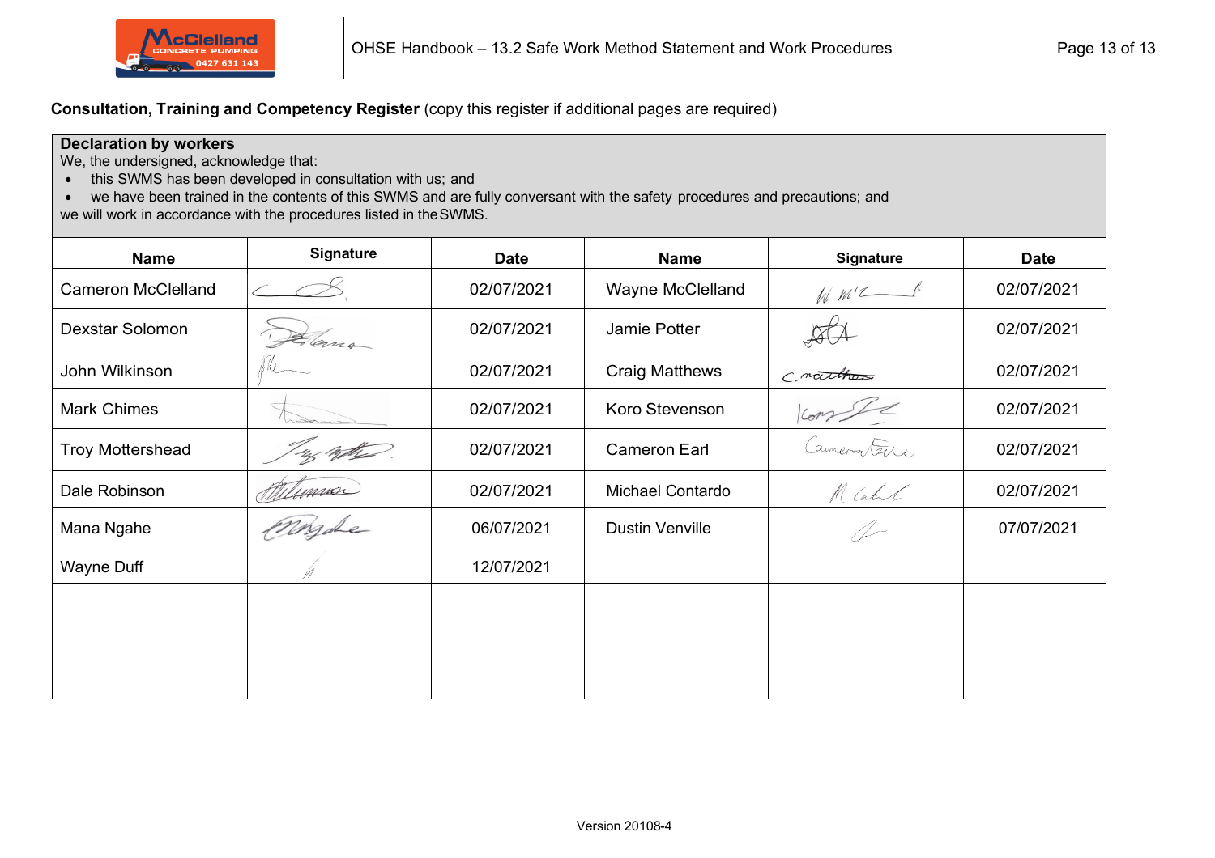**Consultation, Training and Competency Register** (copy this register if additional pages are required)

**Declaration by workers**

We, the undersigned, acknowledge that:

- this SWMS has been developed in consultation with us; and
- we have been trained in the contents of this SWMS and are fully conversant with the safety procedures and precautions; and

we will work in accordance with the procedures listed in the SWMS.

| Name | Signature | Date | Name | Signature | Date |
|---|---|---|---|---|---|
| Cameron McClelland | | 02/07/2021 | Wayne McClelland | | 02/07/2021 |
| Dexstar Solomon | | 02/07/2021 | Jamie Potter | | 02/07/2021 |
| John Wilkinson | | 02/07/2021 | Craig Matthews | | 02/07/2021 |
| Mark Chimes | | 02/07/2021 | Koro Stevenson | | 02/07/2021 |
| Troy Mottershead | | 02/07/2021 | Cameron Earl | | 02/07/2021 |
| Dale Robinson | | 02/07/2021 | Michael Contardo | | 02/07/2021 |
| Mana Ngahe | | 06/07/2021 | Dustin Venville | | 07/07/2021 |
| Wayne Duff | | 12/07/2021 | | | |
| | | | | | |
| | | | | | |
| | | | | | |

Version 20108-4